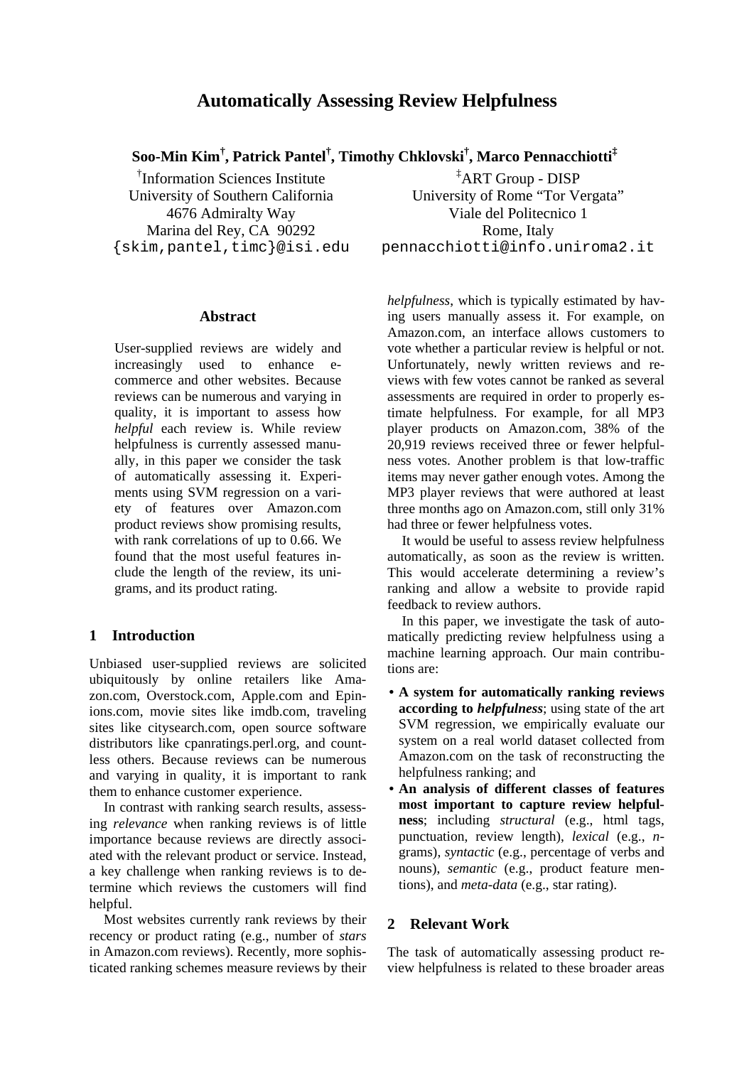# Automatically Assessing Review Helpfulness

**Soo-Min Kim[†], Patrick Pantel[†], Timothy Chklovski[†], Marco Pennacchiotti[‡]**

[†]Information Sciences Institute
University of Southern California
4676 Admiralty Way
Marina del Rey, CA 90292
{skim,pantel,timc}@isi.edu

[‡]ART Group - DISP
University of Rome "Tor Vergata"
Viale del Politecnico 1
Rome, Italy
pennacchiotti@info.uniroma2.it

## Abstract

User-supplied reviews are widely and increasingly used to enhance e-commerce and other websites. Because reviews can be numerous and varying in quality, it is important to assess how *helpful* each review is. While review helpfulness is currently assessed manually, in this paper we consider the task of automatically assessing it. Experiments using SVM regression on a variety of features over Amazon.com product reviews show promising results, with rank correlations of up to 0.66. We found that the most useful features include the length of the review, its unigrams, and its product rating.

## 1 Introduction

Unbiased user-supplied reviews are solicited ubiquitously by online retailers like Amazon.com, Overstock.com, Apple.com and Epinions.com, movie sites like imdb.com, traveling sites like citysearch.com, open source software distributors like cpanratings.perl.org, and countless others. Because reviews can be numerous and varying in quality, it is important to rank them to enhance customer experience.

In contrast with ranking search results, assessing *relevance* when ranking reviews is of little importance because reviews are directly associated with the relevant product or service. Instead, a key challenge when ranking reviews is to determine which reviews the customers will find helpful.

Most websites currently rank reviews by their recency or product rating (e.g., number of *stars* in Amazon.com reviews). Recently, more sophisticated ranking schemes measure reviews by their *helpfulness*, which is typically estimated by having users manually assess it. For example, on Amazon.com, an interface allows customers to vote whether a particular review is helpful or not. Unfortunately, newly written reviews and reviews with few votes cannot be ranked as several assessments are required in order to properly estimate helpfulness. For example, for all MP3 player products on Amazon.com, 38% of the 20,919 reviews received three or fewer helpfulness votes. Another problem is that low-traffic items may never gather enough votes. Among the MP3 player reviews that were authored at least three months ago on Amazon.com, still only 31% had three or fewer helpfulness votes.

It would be useful to assess review helpfulness automatically, as soon as the review is written. This would accelerate determining a review's ranking and allow a website to provide rapid feedback to review authors.

In this paper, we investigate the task of automatically predicting review helpfulness using a machine learning approach. Our main contributions are:

- **A system for automatically ranking reviews according to *helpfulness***; using state of the art SVM regression, we empirically evaluate our system on a real world dataset collected from Amazon.com on the task of reconstructing the helpfulness ranking; and
- **An analysis of different classes of features most important to capture review helpfulness**; including *structural* (e.g., html tags, punctuation, review length), *lexical* (e.g., *n*-grams), *syntactic* (e.g., percentage of verbs and nouns), *semantic* (e.g., product feature mentions), and *meta-data* (e.g., star rating).

## 2 Relevant Work

The task of automatically assessing product review helpfulness is related to these broader areas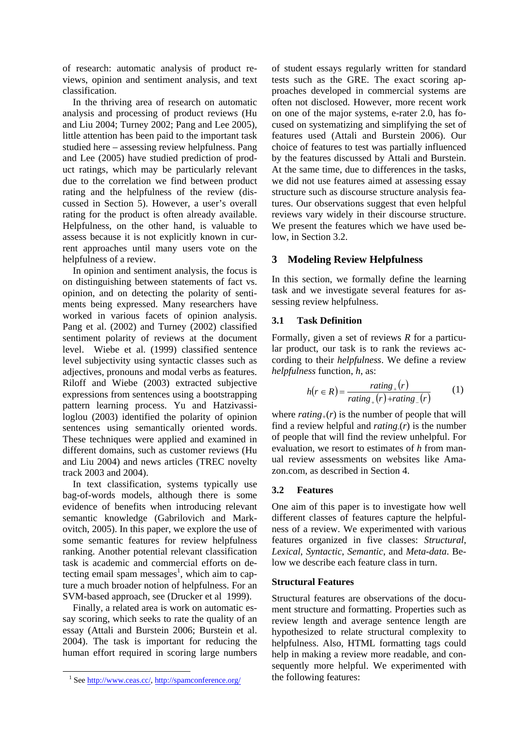of research: automatic analysis of product reviews, opinion and sentiment analysis, and text classification.

In the thriving area of research on automatic analysis and processing of product reviews (Hu and Liu 2004; Turney 2002; Pang and Lee 2005), little attention has been paid to the important task studied here – assessing review helpfulness. Pang and Lee (2005) have studied prediction of product ratings, which may be particularly relevant due to the correlation we find between product rating and the helpfulness of the review (discussed in Section 5). However, a user's overall rating for the product is often already available. Helpfulness, on the other hand, is valuable to assess because it is not explicitly known in current approaches until many users vote on the helpfulness of a review.

In opinion and sentiment analysis, the focus is on distinguishing between statements of fact vs. opinion, and on detecting the polarity of sentiments being expressed. Many researchers have worked in various facets of opinion analysis. Pang et al. (2002) and Turney (2002) classified sentiment polarity of reviews at the document level. Wiebe et al. (1999) classified sentence level subjectivity using syntactic classes such as adjectives, pronouns and modal verbs as features. Riloff and Wiebe (2003) extracted subjective expressions from sentences using a bootstrapping pattern learning process. Yu and Hatzivassiloglou (2003) identified the polarity of opinion sentences using semantically oriented words. These techniques were applied and examined in different domains, such as customer reviews (Hu and Liu 2004) and news articles (TREC novelty track 2003 and 2004).

In text classification, systems typically use bag-of-words models, although there is some evidence of benefits when introducing relevant semantic knowledge (Gabrilovich and Markovitch, 2005). In this paper, we explore the use of some semantic features for review helpfulness ranking. Another potential relevant classification task is academic and commercial efforts on detecting email spam messages[1], which aim to capture a much broader notion of helpfulness. For an SVM-based approach, see (Drucker et al 1999).

Finally, a related area is work on automatic essay scoring, which seeks to rate the quality of an essay (Attali and Burstein 2006; Burstein et al. 2004). The task is important for reducing the human effort required in scoring large numbers of student essays regularly written for standard tests such as the GRE. The exact scoring approaches developed in commercial systems are often not disclosed. However, more recent work on one of the major systems, e-rater 2.0, has focused on systematizing and simplifying the set of features used (Attali and Burstein 2006). Our choice of features to test was partially influenced by the features discussed by Attali and Burstein. At the same time, due to differences in the tasks, we did not use features aimed at assessing essay structure such as discourse structure analysis features. Our observations suggest that even helpful reviews vary widely in their discourse structure. We present the features which we have used below, in Section 3.2.

[1] See http://www.ceas.cc/, http://spamconference.org/

## 3 Modeling Review Helpfulness

In this section, we formally define the learning task and we investigate several features for assessing review helpfulness.

### 3.1 Task Definition

Formally, given a set of reviews $R$ for a particular product, our task is to rank the reviews according to their *helpfulness*. We define a review *helpfulness* function, $h$, as:

$$h(r \in R) = \frac{rating_{+}(r)}{rating_{+}(r) + rating_{-}(r)} \quad (1)$$

where $rating_{+}(r)$ is the number of people that will find a review helpful and $rating_{-}(r)$ is the number of people that will find the review unhelpful. For evaluation, we resort to estimates of $h$ from manual review assessments on websites like Amazon.com, as described in Section 4.

### 3.2 Features

One aim of this paper is to investigate how well different classes of features capture the helpfulness of a review. We experimented with various features organized in five classes: *Structural*, *Lexical*, *Syntactic*, *Semantic*, and *Meta-data*. Below we describe each feature class in turn.

#### Structural Features

Structural features are observations of the document structure and formatting. Properties such as review length and average sentence length are hypothesized to relate structural complexity to helpfulness. Also, HTML formatting tags could help in making a review more readable, and consequently more helpful. We experimented with the following features: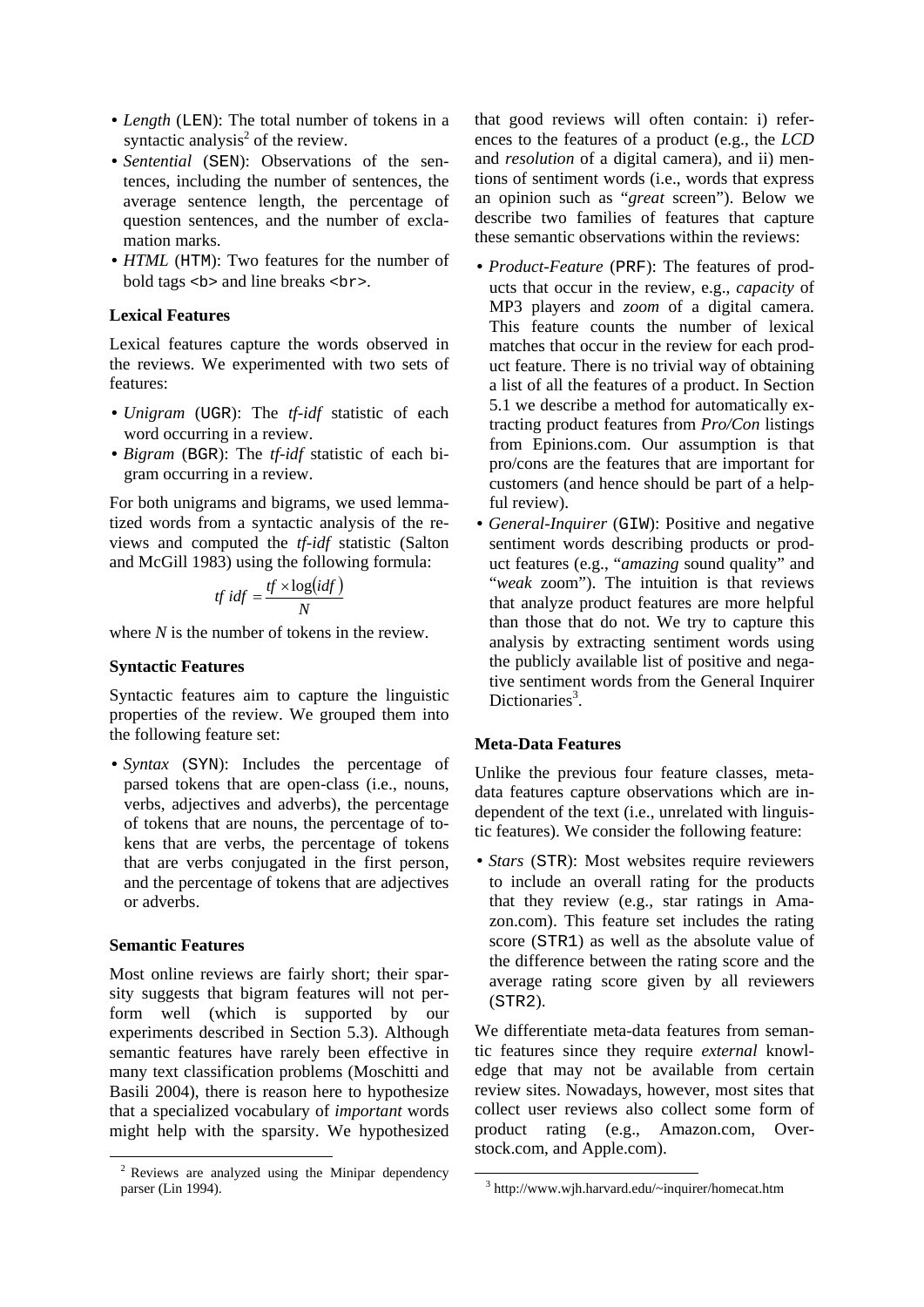- *Length* (`LEN`): The total number of tokens in a syntactic analysis[2] of the review.
- *Sentential* (`SEN`): Observations of the sentences, including the number of sentences, the average sentence length, the percentage of question sentences, and the number of exclamation marks.
- *HTML* (`HTM`): Two features for the number of bold tags `<b>` and line breaks `<br>`.

### Lexical Features

Lexical features capture the words observed in the reviews. We experimented with two sets of features:

- *Unigram* (`UGR`): The *tf-idf* statistic of each word occurring in a review.
- *Bigram* (`BGR`): The *tf-idf* statistic of each bigram occurring in a review.

For both unigrams and bigrams, we used lemmatized words from a syntactic analysis of the reviews and computed the *tf-idf* statistic (Salton and McGill 1983) using the following formula:

$$tf\ idf = \frac{tf \times \log(idf)}{N}$$

where $N$ is the number of tokens in the review.

### Syntactic Features

Syntactic features aim to capture the linguistic properties of the review. We grouped them into the following feature set:

- *Syntax* (`SYN`): Includes the percentage of parsed tokens that are open-class (i.e., nouns, verbs, adjectives and adverbs), the percentage of tokens that are nouns, the percentage of tokens that are verbs, the percentage of tokens that are verbs conjugated in the first person, and the percentage of tokens that are adjectives or adverbs.

### Semantic Features

Most online reviews are fairly short; their sparsity suggests that bigram features will not perform well (which is supported by our experiments described in Section 5.3). Although semantic features have rarely been effective in many text classification problems (Moschitti and Basili 2004), there is reason here to hypothesize that a specialized vocabulary of *important* words might help with the sparsity. We hypothesized that good reviews will often contain: i) references to the features of a product (e.g., the *LCD* and *resolution* of a digital camera), and ii) mentions of sentiment words (i.e., words that express an opinion such as "*great* screen"). Below we describe two families of features that capture these semantic observations within the reviews:

- *Product-Feature* (`PRF`): The features of products that occur in the review, e.g., *capacity* of MP3 players and *zoom* of a digital camera. This feature counts the number of lexical matches that occur in the review for each product feature. There is no trivial way of obtaining a list of all the features of a product. In Section 5.1 we describe a method for automatically extracting product features from *Pro/Con* listings from Epinions.com. Our assumption is that pro/cons are the features that are important for customers (and hence should be part of a helpful review).
- *General-Inquirer* (`GIW`): Positive and negative sentiment words describing products or product features (e.g., "*amazing* sound quality" and "*weak* zoom"). The intuition is that reviews that analyze product features are more helpful than those that do not. We try to capture this analysis by extracting sentiment words using the publicly available list of positive and negative sentiment words from the General Inquirer Dictionaries[3].

### Meta-Data Features

Unlike the previous four feature classes, meta-data features capture observations which are independent of the text (i.e., unrelated with linguistic features). We consider the following feature:

- *Stars* (`STR`): Most websites require reviewers to include an overall rating for the products that they review (e.g., star ratings in Amazon.com). This feature set includes the rating score (`STR1`) as well as the absolute value of the difference between the rating score and the average rating score given by all reviewers (`STR2`).

We differentiate meta-data features from semantic features since they require *external* knowledge that may not be available from certain review sites. Nowadays, however, most sites that collect user reviews also collect some form of product rating (e.g., Amazon.com, Overstock.com, and Apple.com).

[2] Reviews are analyzed using the Minipar dependency parser (Lin 1994).

[3] http://www.wjh.harvard.edu/~inquirer/homecat.htm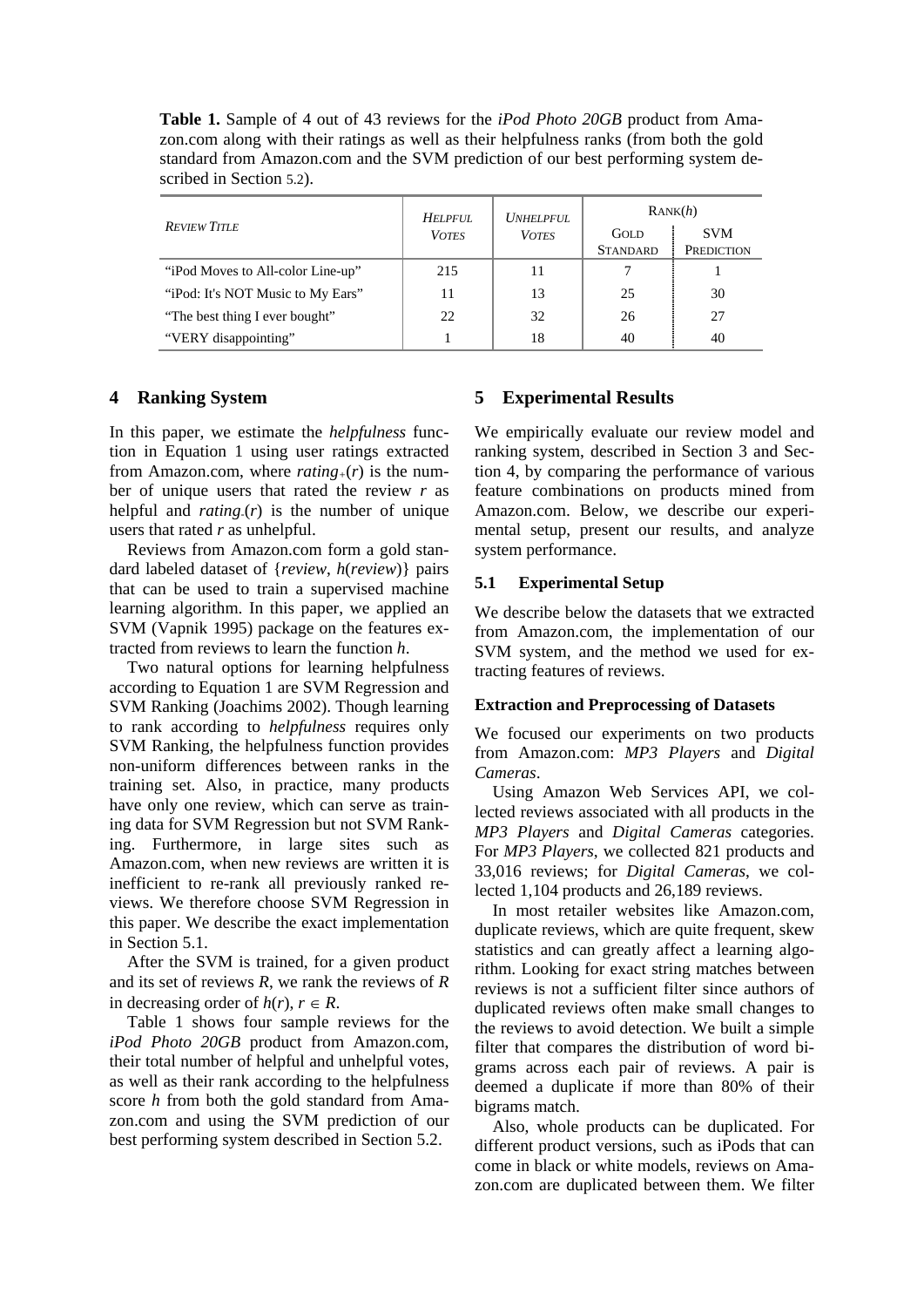**Table 1.** Sample of 4 out of 43 reviews for the *iPod Photo 20GB* product from Amazon.com along with their ratings as well as their helpfulness ranks (from both the gold standard from Amazon.com and the SVM prediction of our best performing system described in Section 5.2).

| *Review Title* | *Helpful Votes* | *Unhelpful Votes* | Rank($h$) | |
|---|---|---|---|---|
| | | | Gold Standard | SVM Prediction |
| "iPod Moves to All-color Line-up" | 215 | 11 | 7 | 1 |
| "iPod: It's NOT Music to My Ears" | 11 | 13 | 25 | 30 |
| "The best thing I ever bought" | 22 | 32 | 26 | 27 |
| "VERY disappointing" | 1 | 18 | 40 | 40 |

## 4 Ranking System

In this paper, we estimate the *helpfulness* function in Equation 1 using user ratings extracted from Amazon.com, where $rating_+(r)$ is the number of unique users that rated the review $r$ as helpful and $rating_-(r)$ is the number of unique users that rated $r$ as unhelpful.

Reviews from Amazon.com form a gold standard labeled dataset of {*review*, $h$(*review*)} pairs that can be used to train a supervised machine learning algorithm. In this paper, we applied an SVM (Vapnik 1995) package on the features extracted from reviews to learn the function $h$.

Two natural options for learning helpfulness according to Equation 1 are SVM Regression and SVM Ranking (Joachims 2002). Though learning to rank according to *helpfulness* requires only SVM Ranking, the helpfulness function provides non-uniform differences between ranks in the training set. Also, in practice, many products have only one review, which can serve as training data for SVM Regression but not SVM Ranking. Furthermore, in large sites such as Amazon.com, when new reviews are written it is inefficient to re-rank all previously ranked reviews. We therefore choose SVM Regression in this paper. We describe the exact implementation in Section 5.1.

After the SVM is trained, for a given product and its set of reviews $R$, we rank the reviews of $R$ in decreasing order of $h(r)$, $r \in R$.

Table 1 shows four sample reviews for the *iPod Photo 20GB* product from Amazon.com, their total number of helpful and unhelpful votes, as well as their rank according to the helpfulness score $h$ from both the gold standard from Amazon.com and using the SVM prediction of our best performing system described in Section 5.2.

## 5 Experimental Results

We empirically evaluate our review model and ranking system, described in Section 3 and Section 4, by comparing the performance of various feature combinations on products mined from Amazon.com. Below, we describe our experimental setup, present our results, and analyze system performance.

### 5.1 Experimental Setup

We describe below the datasets that we extracted from Amazon.com, the implementation of our SVM system, and the method we used for extracting features of reviews.

#### Extraction and Preprocessing of Datasets

We focused our experiments on two products from Amazon.com: *MP3 Players* and *Digital Cameras*.

Using Amazon Web Services API, we collected reviews associated with all products in the *MP3 Players* and *Digital Cameras* categories. For *MP3 Players*, we collected 821 products and 33,016 reviews; for *Digital Cameras*, we collected 1,104 products and 26,189 reviews.

In most retailer websites like Amazon.com, duplicate reviews, which are quite frequent, skew statistics and can greatly affect a learning algorithm. Looking for exact string matches between reviews is not a sufficient filter since authors of duplicated reviews often make small changes to the reviews to avoid detection. We built a simple filter that compares the distribution of word bigrams across each pair of reviews. A pair is deemed a duplicate if more than 80% of their bigrams match.

Also, whole products can be duplicated. For different product versions, such as iPods that can come in black or white models, reviews on Amazon.com are duplicated between them. We filter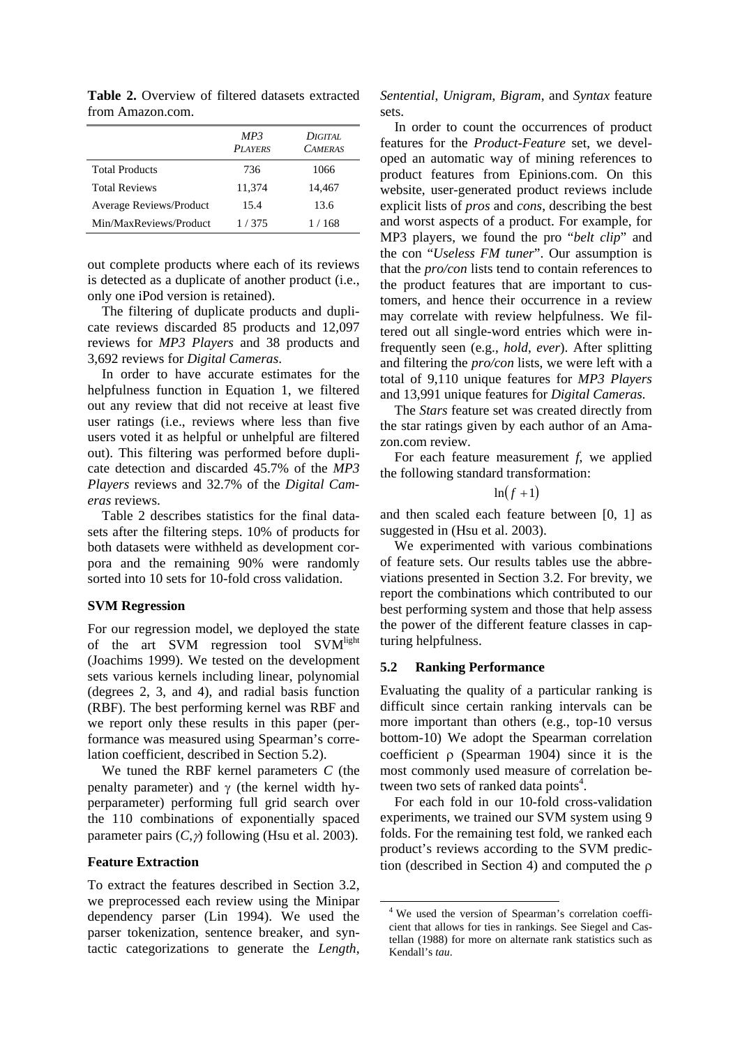**Table 2.** Overview of filtered datasets extracted from Amazon.com.

| | MP3 Players | Digital Cameras |
|---|---|---|
| Total Products | 736 | 1066 |
| Total Reviews | 11,374 | 14,467 |
| Average Reviews/Product | 15.4 | 13.6 |
| Min/MaxReviews/Product | 1 / 375 | 1 / 168 |

out complete products where each of its reviews is detected as a duplicate of another product (i.e., only one iPod version is retained).

The filtering of duplicate products and duplicate reviews discarded 85 products and 12,097 reviews for *MP3 Players* and 38 products and 3,692 reviews for *Digital Cameras*.

In order to have accurate estimates for the helpfulness function in Equation 1, we filtered out any review that did not receive at least five user ratings (i.e., reviews where less than five users voted it as helpful or unhelpful are filtered out). This filtering was performed before duplicate detection and discarded 45.7% of the *MP3 Players* reviews and 32.7% of the *Digital Cameras* reviews.

Table 2 describes statistics for the final datasets after the filtering steps. 10% of products for both datasets were withheld as development corpora and the remaining 90% were randomly sorted into 10 sets for 10-fold cross validation.

**SVM Regression**

For our regression model, we deployed the state of the art SVM regression tool SVM[light] (Joachims 1999). We tested on the development sets various kernels including linear, polynomial (degrees 2, 3, and 4), and radial basis function (RBF). The best performing kernel was RBF and we report only these results in this paper (performance was measured using Spearman's correlation coefficient, described in Section 5.2).

We tuned the RBF kernel parameters $C$ (the penalty parameter) and $\gamma$ (the kernel width hyperparameter) performing full grid search over the 110 combinations of exponentially spaced parameter pairs $(C,\gamma)$ following (Hsu et al. 2003).

**Feature Extraction**

To extract the features described in Section 3.2, we preprocessed each review using the Minipar dependency parser (Lin 1994). We used the parser tokenization, sentence breaker, and syntactic categorizations to generate the *Length*, *Sentential*, *Unigram*, *Bigram*, and *Syntax* feature sets.

In order to count the occurrences of product features for the *Product-Feature* set, we developed an automatic way of mining references to product features from Epinions.com. On this website, user-generated product reviews include explicit lists of *pros* and *cons*, describing the best and worst aspects of a product. For example, for MP3 players, we found the pro "*belt clip*" and the con "*Useless FM tuner*". Our assumption is that the *pro/con* lists tend to contain references to the product features that are important to customers, and hence their occurrence in a review may correlate with review helpfulness. We filtered out all single-word entries which were infrequently seen (e.g., *hold*, *ever*). After splitting and filtering the *pro/con* lists, we were left with a total of 9,110 unique features for *MP3 Players* and 13,991 unique features for *Digital Cameras.*

The *Stars* feature set was created directly from the star ratings given by each author of an Amazon.com review.

For each feature measurement $f$, we applied the following standard transformation:

$$\ln(f+1)$$

and then scaled each feature between [0, 1] as suggested in (Hsu et al. 2003).

We experimented with various combinations of feature sets. Our results tables use the abbreviations presented in Section 3.2. For brevity, we report the combinations which contributed to our best performing system and those that help assess the power of the different feature classes in capturing helpfulness.

## 5.2 Ranking Performance

Evaluating the quality of a particular ranking is difficult since certain ranking intervals can be more important than others (e.g., top-10 versus bottom-10) We adopt the Spearman correlation coefficient $\rho$ (Spearman 1904) since it is the most commonly used measure of correlation between two sets of ranked data points[4].

For each fold in our 10-fold cross-validation experiments, we trained our SVM system using 9 folds. For the remaining test fold, we ranked each product's reviews according to the SVM prediction (described in Section 4) and computed the $\rho$

[4] We used the version of Spearman's correlation coefficient that allows for ties in rankings. See Siegel and Castellan (1988) for more on alternate rank statistics such as Kendall's *tau*.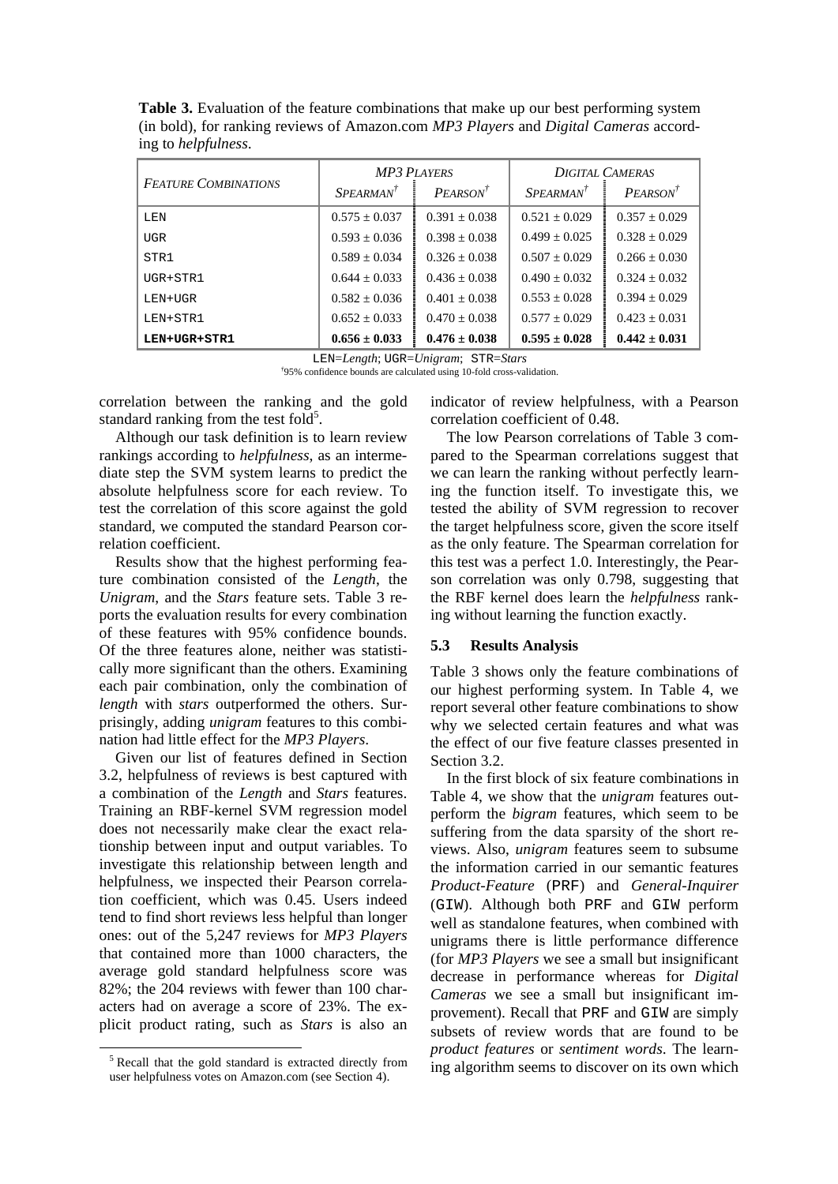**Table 3.** Evaluation of the feature combinations that make up our best performing system (in bold), for ranking reviews of Amazon.com *MP3 Players* and *Digital Cameras* according to *helpfulness*.

| *Feature Combinations* | *MP3 Players* | | *Digital Cameras* | |
|---|---|---|---|---|
| | *Spearman*[†] | *Pearson*[†] | *Spearman*[†] | *Pearson*[†] |
| LEN | 0.575 ± 0.037 | 0.391 ± 0.038 | 0.521 ± 0.029 | 0.357 ± 0.029 |
| UGR | 0.593 ± 0.036 | 0.398 ± 0.038 | 0.499 ± 0.025 | 0.328 ± 0.029 |
| STR1 | 0.589 ± 0.034 | 0.326 ± 0.038 | 0.507 ± 0.029 | 0.266 ± 0.030 |
| UGR+STR1 | 0.644 ± 0.033 | 0.436 ± 0.038 | 0.490 ± 0.032 | 0.324 ± 0.032 |
| LEN+UGR | 0.582 ± 0.036 | 0.401 ± 0.038 | 0.553 ± 0.028 | 0.394 ± 0.029 |
| LEN+STR1 | 0.652 ± 0.033 | 0.470 ± 0.038 | 0.577 ± 0.029 | 0.423 ± 0.031 |
| **LEN+UGR+STR1** | **0.656 ± 0.033** | **0.476 ± 0.038** | **0.595 ± 0.028** | **0.442 ± 0.031** |

LEN=*Length*; UGR=*Unigram*; STR=*Stars*

[†]95% confidence bounds are calculated using 10-fold cross-validation.

correlation between the ranking and the gold standard ranking from the test fold[5].

Although our task definition is to learn review rankings according to *helpfulness*, as an intermediate step the SVM system learns to predict the absolute helpfulness score for each review. To test the correlation of this score against the gold standard, we computed the standard Pearson correlation coefficient.

Results show that the highest performing feature combination consisted of the *Length*, the *Unigram*, and the *Stars* feature sets. Table 3 reports the evaluation results for every combination of these features with 95% confidence bounds. Of the three features alone, neither was statistically more significant than the others. Examining each pair combination, only the combination of *length* with *stars* outperformed the others. Surprisingly, adding *unigram* features to this combination had little effect for the *MP3 Players*.

Given our list of features defined in Section 3.2, helpfulness of reviews is best captured with a combination of the *Length* and *Stars* features. Training an RBF-kernel SVM regression model does not necessarily make clear the exact relationship between input and output variables. To investigate this relationship between length and helpfulness, we inspected their Pearson correlation coefficient, which was 0.45. Users indeed tend to find short reviews less helpful than longer ones: out of the 5,247 reviews for *MP3 Players* that contained more than 1000 characters, the average gold standard helpfulness score was 82%; the 204 reviews with fewer than 100 characters had on average a score of 23%. The explicit product rating, such as *Stars* is also an indicator of review helpfulness, with a Pearson correlation coefficient of 0.48.

The low Pearson correlations of Table 3 compared to the Spearman correlations suggest that we can learn the ranking without perfectly learning the function itself. To investigate this, we tested the ability of SVM regression to recover the target helpfulness score, given the score itself as the only feature. The Spearman correlation for this test was a perfect 1.0. Interestingly, the Pearson correlation was only 0.798, suggesting that the RBF kernel does learn the *helpfulness* ranking without learning the function exactly.

### 5.3 Results Analysis

Table 3 shows only the feature combinations of our highest performing system. In Table 4, we report several other feature combinations to show why we selected certain features and what was the effect of our five feature classes presented in Section 3.2.

In the first block of six feature combinations in Table 4, we show that the *unigram* features outperform the *bigram* features, which seem to be suffering from the data sparsity of the short reviews. Also, *unigram* features seem to subsume the information carried in our semantic features *Product-Feature* (PRF) and *General-Inquirer* (GIW). Although both PRF and GIW perform well as standalone features, when combined with unigrams there is little performance difference (for *MP3 Players* we see a small but insignificant decrease in performance whereas for *Digital Cameras* we see a small but insignificant improvement). Recall that PRF and GIW are simply subsets of review words that are found to be *product features* or *sentiment words*. The learning algorithm seems to discover on its own which

[5] Recall that the gold standard is extracted directly from user helpfulness votes on Amazon.com (see Section 4).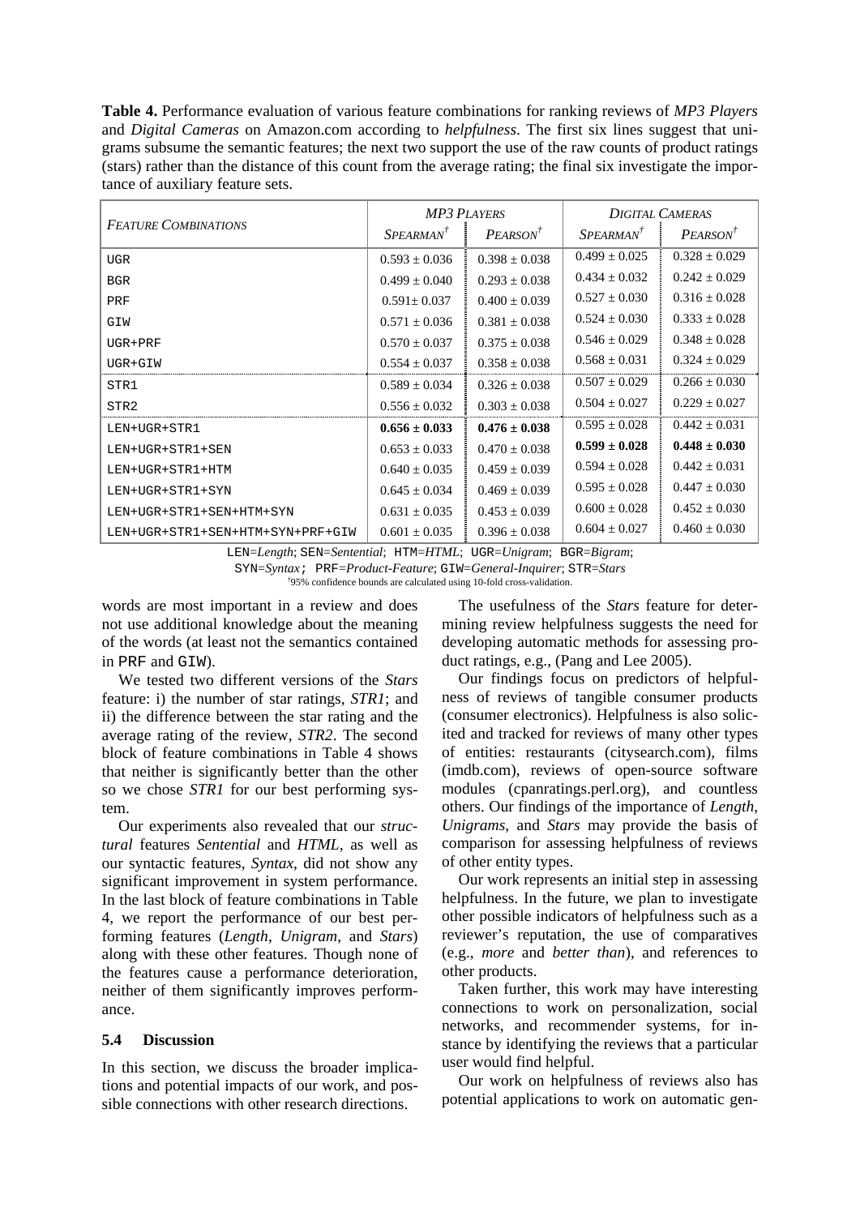**Table 4.** Performance evaluation of various feature combinations for ranking reviews of *MP3 Players* and *Digital Cameras* on Amazon.com according to *helpfulness*. The first six lines suggest that unigrams subsume the semantic features; the next two support the use of the raw counts of product ratings (stars) rather than the distance of this count from the average rating; the final six investigate the importance of auxiliary feature sets.

| FEATURE COMBINATIONS | MP3 PLAYERS | | DIGITAL CAMERAS | |
|---|---|---|---|---|
| | SPEARMAN† | PEARSON† | SPEARMAN† | PEARSON† |
| UGR | 0.593 ± 0.036 | 0.398 ± 0.038 | 0.499 ± 0.025 | 0.328 ± 0.029 |
| BGR | 0.499 ± 0.040 | 0.293 ± 0.038 | 0.434 ± 0.032 | 0.242 ± 0.029 |
| PRF | 0.591± 0.037 | 0.400 ± 0.039 | 0.527 ± 0.030 | 0.316 ± 0.028 |
| GIW | 0.571 ± 0.036 | 0.381 ± 0.038 | 0.524 ± 0.030 | 0.333 ± 0.028 |
| UGR+PRF | 0.570 ± 0.037 | 0.375 ± 0.038 | 0.546 ± 0.029 | 0.348 ± 0.028 |
| UGR+GIW | 0.554 ± 0.037 | 0.358 ± 0.038 | 0.568 ± 0.031 | 0.324 ± 0.029 |
| STR1 | 0.589 ± 0.034 | 0.326 ± 0.038 | 0.507 ± 0.029 | 0.266 ± 0.030 |
| STR2 | 0.556 ± 0.032 | 0.303 ± 0.038 | 0.504 ± 0.027 | 0.229 ± 0.027 |
| LEN+UGR+STR1 | **0.656 ± 0.033** | **0.476 ± 0.038** | 0.595 ± 0.028 | 0.442 ± 0.031 |
| LEN+UGR+STR1+SEN | 0.653 ± 0.033 | 0.470 ± 0.038 | **0.599 ± 0.028** | **0.448 ± 0.030** |
| LEN+UGR+STR1+HTM | 0.640 ± 0.035 | 0.459 ± 0.039 | 0.594 ± 0.028 | 0.442 ± 0.031 |
| LEN+UGR+STR1+SYN | 0.645 ± 0.034 | 0.469 ± 0.039 | 0.595 ± 0.028 | 0.447 ± 0.030 |
| LEN+UGR+STR1+SEN+HTM+SYN | 0.631 ± 0.035 | 0.453 ± 0.039 | 0.600 ± 0.028 | 0.452 ± 0.030 |
| LEN+UGR+STR1+SEN+HTM+SYN+PRF+GIW | 0.601 ± 0.035 | 0.396 ± 0.038 | 0.604 ± 0.027 | 0.460 ± 0.030 |

LEN=*Length*; SEN=*Sentential*; HTM=*HTML*; UGR=*Unigram*; BGR=*Bigram*;
SYN=*Syntax*; PRF=*Product-Feature*; GIW=*General-Inquirer*; STR=*Stars*
†95% confidence bounds are calculated using 10-fold cross-validation.

words are most important in a review and does not use additional knowledge about the meaning of the words (at least not the semantics contained in PRF and GIW).

We tested two different versions of the *Stars* feature: i) the number of star ratings, *STR1*; and ii) the difference between the star rating and the average rating of the review, *STR2*. The second block of feature combinations in Table 4 shows that neither is significantly better than the other so we chose *STR1* for our best performing system.

Our experiments also revealed that our *structural* features *Sentential* and *HTML*, as well as our syntactic features, *Syntax*, did not show any significant improvement in system performance. In the last block of feature combinations in Table 4, we report the performance of our best performing features (*Length*, *Unigram*, and *Stars*) along with these other features. Though none of the features cause a performance deterioration, neither of them significantly improves performance.

### 5.4 Discussion

In this section, we discuss the broader implications and potential impacts of our work, and possible connections with other research directions.

The usefulness of the *Stars* feature for determining review helpfulness suggests the need for developing automatic methods for assessing product ratings, e.g., (Pang and Lee 2005).

Our findings focus on predictors of helpfulness of reviews of tangible consumer products (consumer electronics). Helpfulness is also solicited and tracked for reviews of many other types of entities: restaurants (citysearch.com), films (imdb.com), reviews of open-source software modules (cpanratings.perl.org), and countless others. Our findings of the importance of *Length*, *Unigrams*, and *Stars* may provide the basis of comparison for assessing helpfulness of reviews of other entity types.

Our work represents an initial step in assessing helpfulness. In the future, we plan to investigate other possible indicators of helpfulness such as a reviewer's reputation, the use of comparatives (e.g., *more* and *better than*), and references to other products.

Taken further, this work may have interesting connections to work on personalization, social networks, and recommender systems, for instance by identifying the reviews that a particular user would find helpful.

Our work on helpfulness of reviews also has potential applications to work on automatic gen-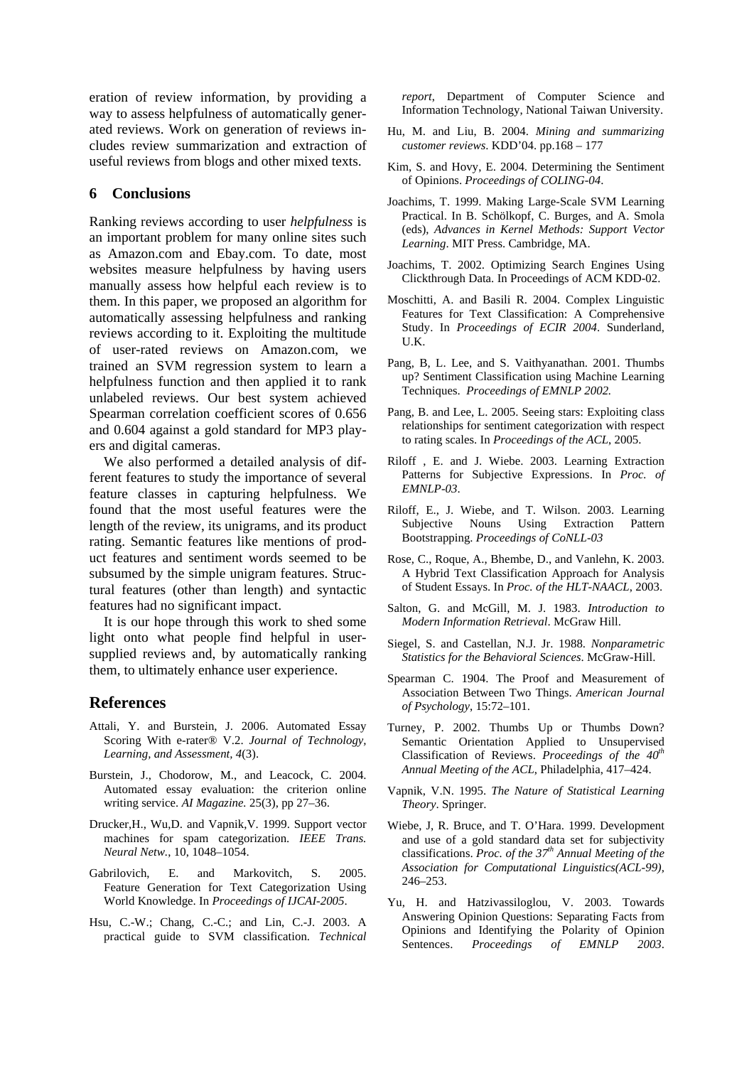eration of review information, by providing a way to assess helpfulness of automatically generated reviews. Work on generation of reviews includes review summarization and extraction of useful reviews from blogs and other mixed texts.

## 6 Conclusions

Ranking reviews according to user *helpfulness* is an important problem for many online sites such as Amazon.com and Ebay.com. To date, most websites measure helpfulness by having users manually assess how helpful each review is to them. In this paper, we proposed an algorithm for automatically assessing helpfulness and ranking reviews according to it. Exploiting the multitude of user-rated reviews on Amazon.com, we trained an SVM regression system to learn a helpfulness function and then applied it to rank unlabeled reviews. Our best system achieved Spearman correlation coefficient scores of 0.656 and 0.604 against a gold standard for MP3 players and digital cameras.

We also performed a detailed analysis of different features to study the importance of several feature classes in capturing helpfulness. We found that the most useful features were the length of the review, its unigrams, and its product rating. Semantic features like mentions of product features and sentiment words seemed to be subsumed by the simple unigram features. Structural features (other than length) and syntactic features had no significant impact.

It is our hope through this work to shed some light onto what people find helpful in user-supplied reviews and, by automatically ranking them, to ultimately enhance user experience.

## References

Attali, Y. and Burstein, J. 2006. Automated Essay Scoring With e-rater® V.2. *Journal of Technology, Learning, and Assessment, 4*(3).

Burstein, J., Chodorow, M., and Leacock, C. 2004. Automated essay evaluation: the criterion online writing service. *AI Magazine.* 25(3), pp 27–36.

Drucker,H., Wu,D. and Vapnik,V. 1999. Support vector machines for spam categorization. *IEEE Trans. Neural Netw.*, 10, 1048–1054.

Gabrilovich, E. and Markovitch, S. 2005. Feature Generation for Text Categorization Using World Knowledge. In *Proceedings of IJCAI-2005*.

Hsu, C.-W.; Chang, C.-C.; and Lin, C.-J. 2003. A practical guide to SVM classification. *Technical report*, Department of Computer Science and Information Technology, National Taiwan University.

Hu, M. and Liu, B. 2004. *Mining and summarizing customer reviews*. KDD'04. pp.168 – 177

Kim, S. and Hovy, E. 2004. Determining the Sentiment of Opinions. *Proceedings of COLING-04*.

Joachims, T. 1999. Making Large-Scale SVM Learning Practical. In B. Schölkopf, C. Burges, and A. Smola (eds), *Advances in Kernel Methods: Support Vector Learning*. MIT Press. Cambridge, MA.

Joachims, T. 2002. Optimizing Search Engines Using Clickthrough Data. In Proceedings of ACM KDD-02.

Moschitti, A. and Basili R. 2004. Complex Linguistic Features for Text Classification: A Comprehensive Study. In *Proceedings of ECIR 2004*. Sunderland, U.K.

Pang, B, L. Lee, and S. Vaithyanathan. 2001. Thumbs up? Sentiment Classification using Machine Learning Techniques. *Proceedings of EMNLP 2002.*

Pang, B. and Lee, L. 2005. Seeing stars: Exploiting class relationships for sentiment categorization with respect to rating scales. In *Proceedings of the ACL*, 2005.

Riloff , E. and J. Wiebe. 2003. Learning Extraction Patterns for Subjective Expressions. In *Proc. of EMNLP-03*.

Riloff, E., J. Wiebe, and T. Wilson. 2003. Learning Subjective Nouns Using Extraction Pattern Bootstrapping. *Proceedings of CoNLL-03*

Rose, C., Roque, A., Bhembe, D., and Vanlehn, K. 2003. A Hybrid Text Classification Approach for Analysis of Student Essays. In *Proc. of the HLT-NAACL*, 2003.

Salton, G. and McGill, M. J. 1983. *Introduction to Modern Information Retrieval*. McGraw Hill.

Siegel, S. and Castellan, N.J. Jr. 1988. *Nonparametric Statistics for the Behavioral Sciences*. McGraw-Hill.

Spearman C. 1904. The Proof and Measurement of Association Between Two Things. *American Journal of Psychology*, 15:72–101.

Turney, P. 2002. Thumbs Up or Thumbs Down? Semantic Orientation Applied to Unsupervised Classification of Reviews. *Proceedings of the 40th Annual Meeting of the ACL*, Philadelphia, 417–424.

Vapnik, V.N. 1995. *The Nature of Statistical Learning Theory*. Springer.

Wiebe, J, R. Bruce, and T. O'Hara. 1999. Development and use of a gold standard data set for subjectivity classifications. *Proc. of the 37th Annual Meeting of the Association for Computational Linguistics(ACL-99)*, 246–253.

Yu, H. and Hatzivassiloglou, V. 2003. Towards Answering Opinion Questions: Separating Facts from Opinions and Identifying the Polarity of Opinion Sentences. *Proceedings of EMNLP 2003*.